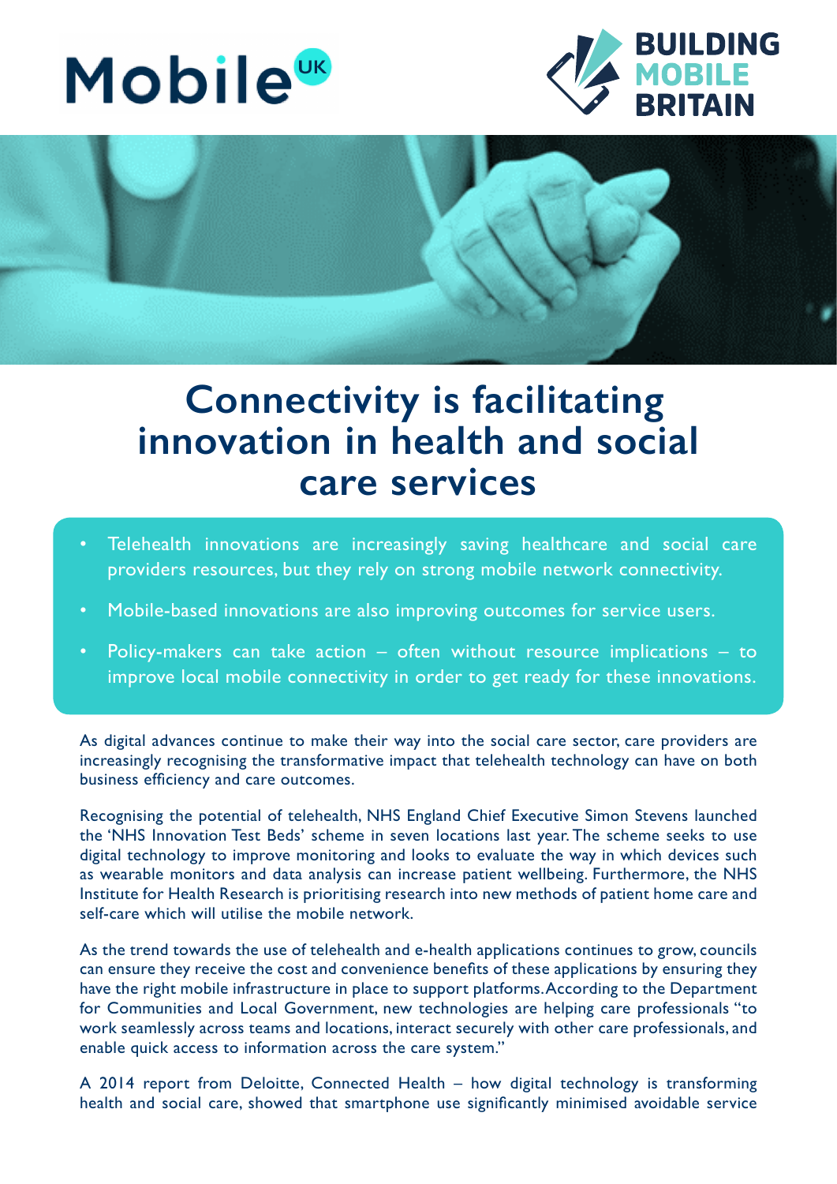Mobile UK

BUILDING MOBILE BRITAIN

# Connectivity is facilitating innovation in health and social care services

- Telehealth innovations are increasingly saving healthcare and social care providers resources, but they rely on strong mobile network connectivity.
- Mobile-based innovations are also improving outcomes for service users.
- Policy-makers can take action – often without resource implications – to improve local mobile connectivity in order to get ready for these innovations.

As digital advances continue to make their way into the social care sector, care providers are increasingly recognising the transformative impact that telehealth technology can have on both business efficiency and care outcomes.

Recognising the potential of telehealth, NHS England Chief Executive Simon Stevens launched the 'NHS Innovation Test Beds' scheme in seven locations last year. The scheme seeks to use digital technology to improve monitoring and looks to evaluate the way in which devices such as wearable monitors and data analysis can increase patient wellbeing. Furthermore, the NHS Institute for Health Research is prioritising research into new methods of patient home care and self-care which will utilise the mobile network.

As the trend towards the use of telehealth and e-health applications continues to grow, councils can ensure they receive the cost and convenience benefits of these applications by ensuring they have the right mobile infrastructure in place to support platforms. According to the Department for Communities and Local Government, new technologies are helping care professionals "to work seamlessly across teams and locations, interact securely with other care professionals, and enable quick access to information across the care system."

A 2014 report from Deloitte, Connected Health – how digital technology is transforming health and social care, showed that smartphone use significantly minimised avoidable service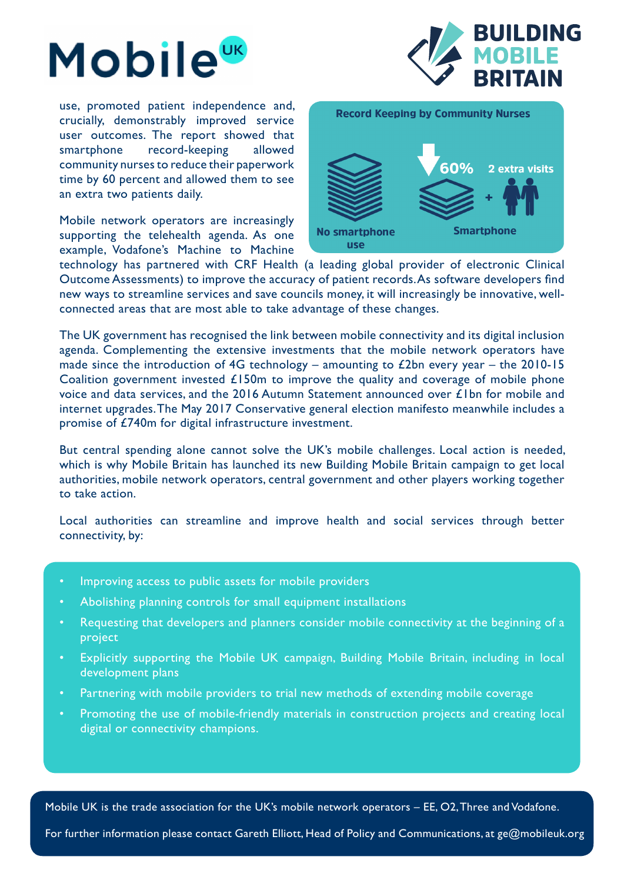use, promoted patient independence and, crucially, demonstrably improved service user outcomes. The report showed that smartphone record-keeping allowed community nurses to reduce their paperwork time by 60 percent and allowed them to see an extra two patients daily.

Record Keeping by Community Nurses

No smartphone use

60%

2 extra visits

Smartphone

Mobile network operators are increasingly supporting the telehealth agenda. As one example, Vodafone's Machine to Machine technology has partnered with CRF Health (a leading global provider of electronic Clinical Outcome Assessments) to improve the accuracy of patient records. As software developers find new ways to streamline services and save councils money, it will increasingly be innovative, well-connected areas that are most able to take advantage of these changes.

The UK government has recognised the link between mobile connectivity and its digital inclusion agenda. Complementing the extensive investments that the mobile network operators have made since the introduction of 4G technology – amounting to £2bn every year – the 2010-15 Coalition government invested £150m to improve the quality and coverage of mobile phone voice and data services, and the 2016 Autumn Statement announced over £1bn for mobile and internet upgrades. The May 2017 Conservative general election manifesto meanwhile includes a promise of £740m for digital infrastructure investment.

But central spending alone cannot solve the UK's mobile challenges. Local action is needed, which is why Mobile Britain has launched its new Building Mobile Britain campaign to get local authorities, mobile network operators, central government and other players working together to take action.

Local authorities can streamline and improve health and social services through better connectivity, by:

- Improving access to public assets for mobile providers
- Abolishing planning controls for small equipment installations
- Requesting that developers and planners consider mobile connectivity at the beginning of a project
- Explicitly supporting the Mobile UK campaign, Building Mobile Britain, including in local development plans
- Partnering with mobile providers to trial new methods of extending mobile coverage
- Promoting the use of mobile-friendly materials in construction projects and creating local digital or connectivity champions.

Mobile UK is the trade association for the UK's mobile network operators – EE, O2, Three and Vodafone.

For further information please contact Gareth Elliott, Head of Policy and Communications, at ge@mobileuk.org